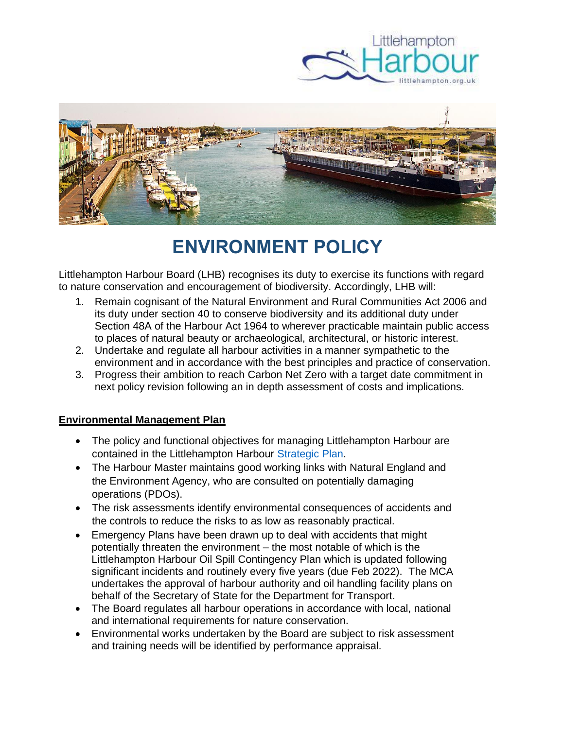# ENVIRONMENT POLICY

Littlehampton Harbour Board (LHB) recognises its duty to exercise its functions with regard to nature conservation and encouragement of biodiversity. Accordingly, LHB will:

1. Remain cognisant of the Natural Environment and Rural Communities Act 2006 and its duty under section 40 to conserve biodiversity and its additional duty under Section 48A of the Harbour Act 1964 to wherever practicable maintain public access to places of natural beauty or archaeological, architectural, or historic interest.
2. Undertake and regulate all harbour activities in a manner sympathetic to the environment and in accordance with the best principles and practice of conservation.
3. Progress their ambition to reach Carbon Net Zero with a target date commitment in next policy revision following an in depth assessment of costs and implications.

## Environmental Management Plan

- The policy and functional objectives for managing Littlehampton Harbour are contained in the Littlehampton Harbour Strategic Plan.
- The Harbour Master maintains good working links with Natural England and the Environment Agency, who are consulted on potentially damaging operations (PDOs).
- The risk assessments identify environmental consequences of accidents and the controls to reduce the risks to as low as reasonably practical.
- Emergency Plans have been drawn up to deal with accidents that might potentially threaten the environment – the most notable of which is the Littlehampton Harbour Oil Spill Contingency Plan which is updated following significant incidents and routinely every five years (due Feb 2022). The MCA undertakes the approval of harbour authority and oil handling facility plans on behalf of the Secretary of State for the Department for Transport.
- The Board regulates all harbour operations in accordance with local, national and international requirements for nature conservation.
- Environmental works undertaken by the Board are subject to risk assessment and training needs will be identified by performance appraisal.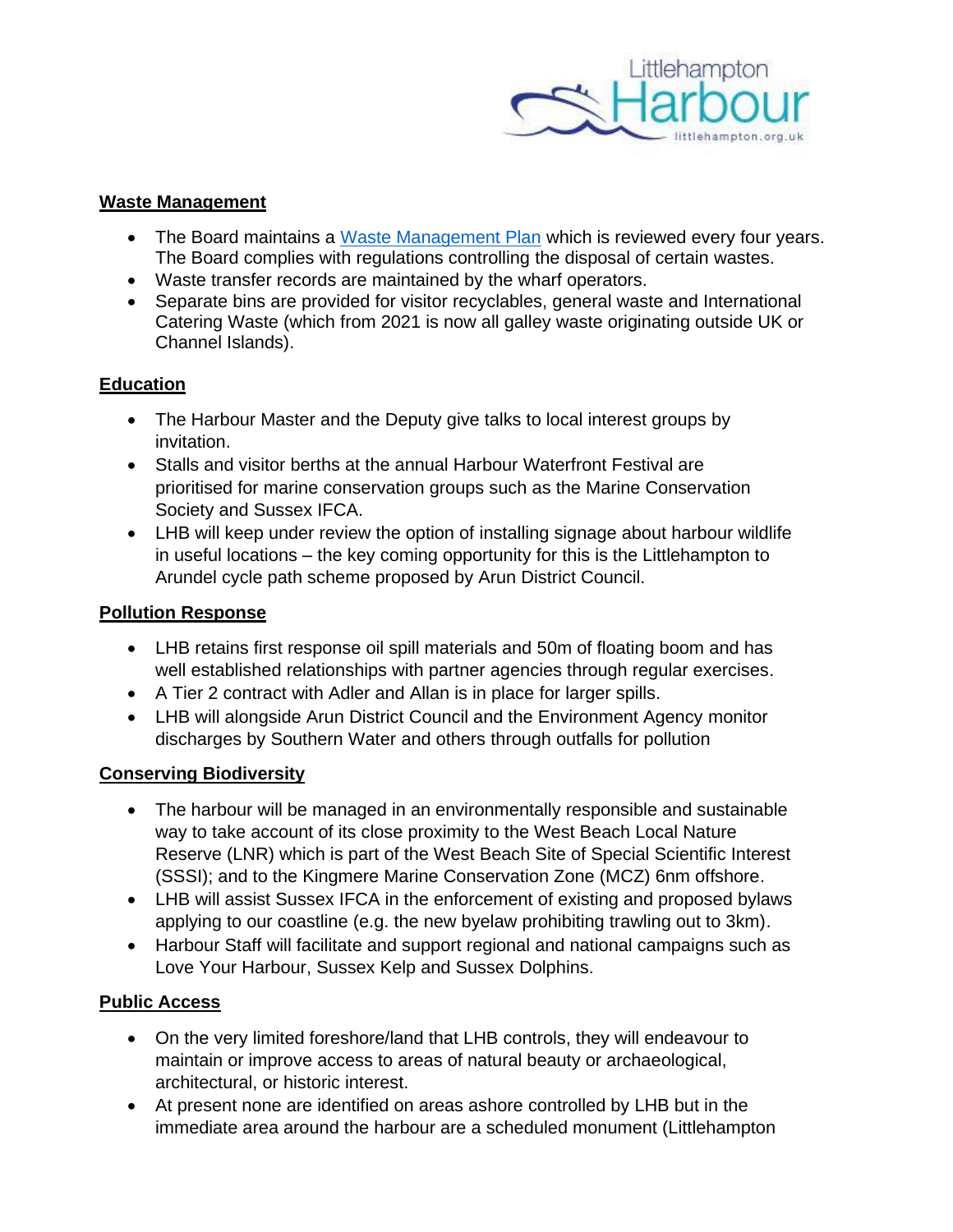## Waste Management

- The Board maintains a Waste Management Plan which is reviewed every four years. The Board complies with regulations controlling the disposal of certain wastes.
- Waste transfer records are maintained by the wharf operators.
- Separate bins are provided for visitor recyclables, general waste and International Catering Waste (which from 2021 is now all galley waste originating outside UK or Channel Islands).

## Education

- The Harbour Master and the Deputy give talks to local interest groups by invitation.
- Stalls and visitor berths at the annual Harbour Waterfront Festival are prioritised for marine conservation groups such as the Marine Conservation Society and Sussex IFCA.
- LHB will keep under review the option of installing signage about harbour wildlife in useful locations – the key coming opportunity for this is the Littlehampton to Arundel cycle path scheme proposed by Arun District Council.

## Pollution Response

- LHB retains first response oil spill materials and 50m of floating boom and has well established relationships with partner agencies through regular exercises.
- A Tier 2 contract with Adler and Allan is in place for larger spills.
- LHB will alongside Arun District Council and the Environment Agency monitor discharges by Southern Water and others through outfalls for pollution

## Conserving Biodiversity

- The harbour will be managed in an environmentally responsible and sustainable way to take account of its close proximity to the West Beach Local Nature Reserve (LNR) which is part of the West Beach Site of Special Scientific Interest (SSSI); and to the Kingmere Marine Conservation Zone (MCZ) 6nm offshore.
- LHB will assist Sussex IFCA in the enforcement of existing and proposed bylaws applying to our coastline (e.g. the new byelaw prohibiting trawling out to 3km).
- Harbour Staff will facilitate and support regional and national campaigns such as Love Your Harbour, Sussex Kelp and Sussex Dolphins.

## Public Access

- On the very limited foreshore/land that LHB controls, they will endeavour to maintain or improve access to areas of natural beauty or archaeological, architectural, or historic interest.
- At present none are identified on areas ashore controlled by LHB but in the immediate area around the harbour are a scheduled monument (Littlehampton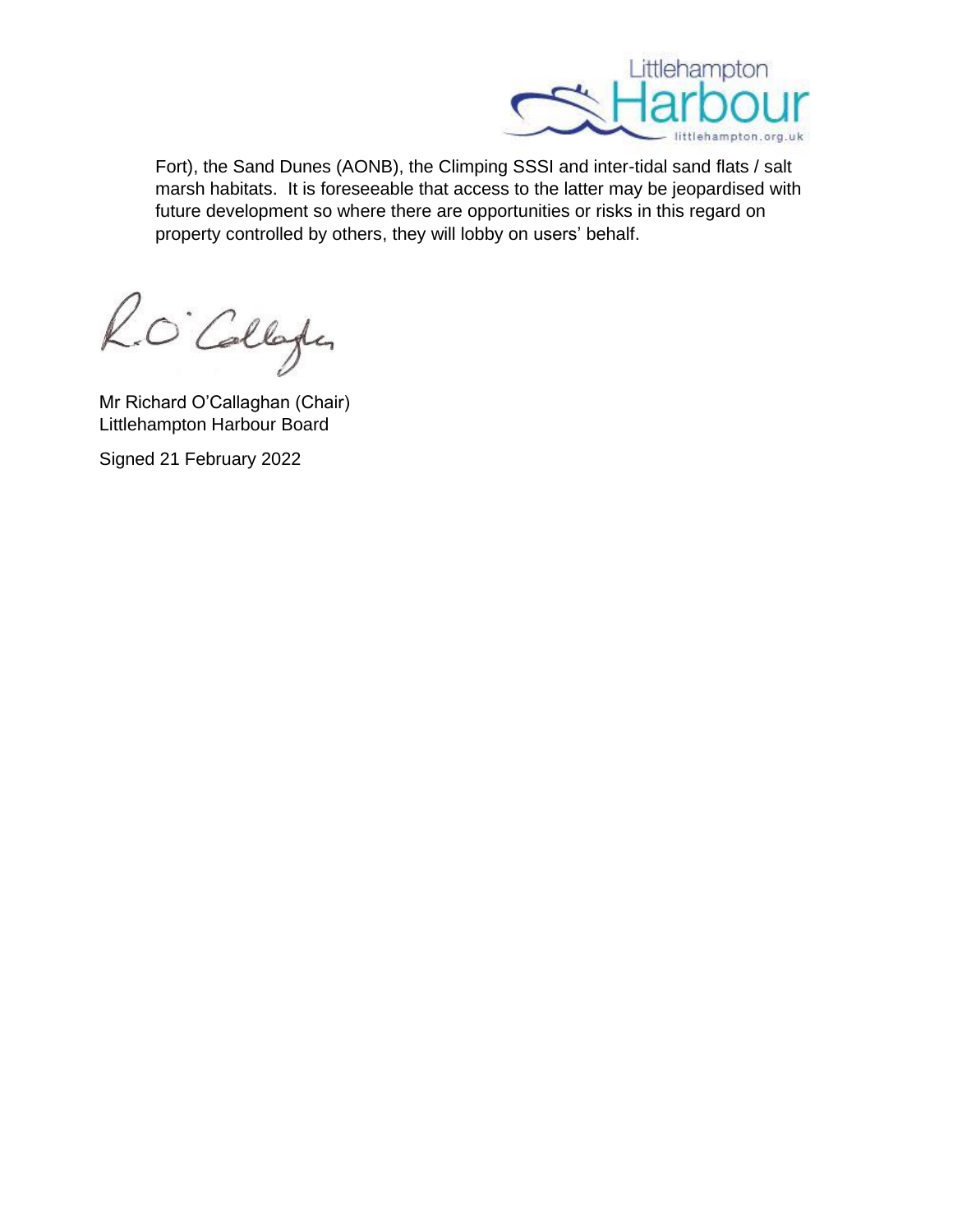Fort), the Sand Dunes (AONB), the Climping SSSI and inter-tidal sand flats / salt marsh habitats. It is foreseeable that access to the latter may be jeopardised with future development so where there are opportunities or risks in this regard on property controlled by others, they will lobby on users' behalf.

Mr Richard O'Callaghan (Chair)
Littlehampton Harbour Board

Signed 21 February 2022